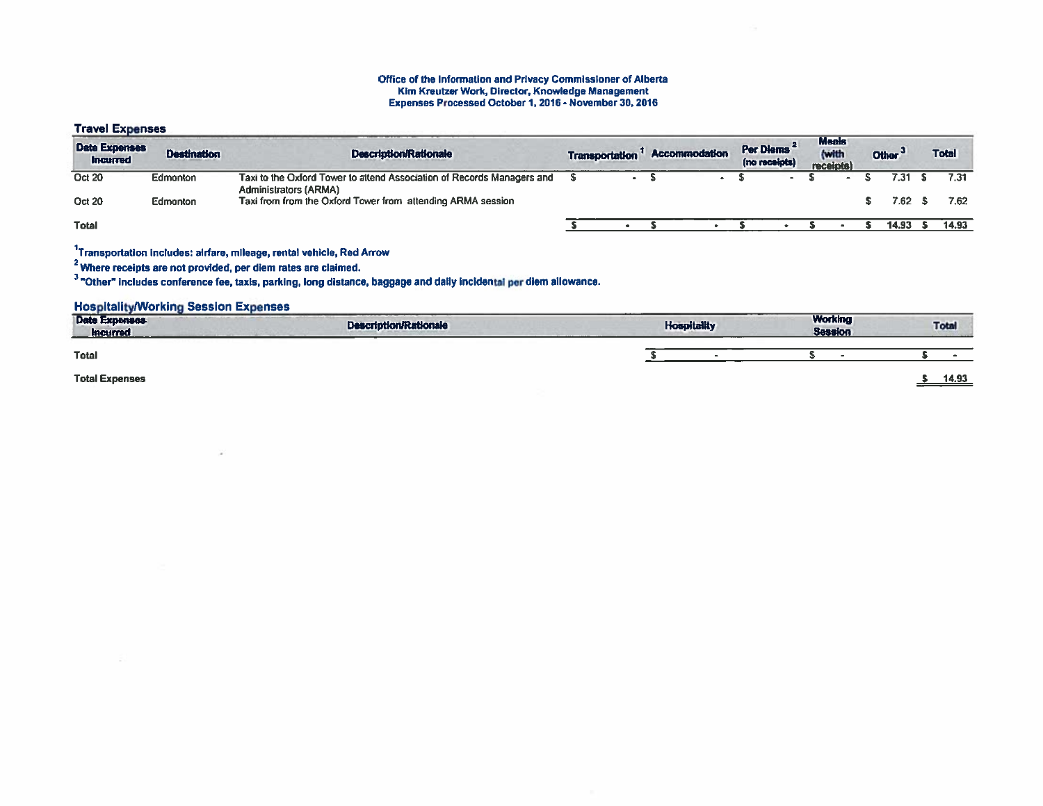**Office of the Information and Privacy Commissioner of Alberta**
**Kim Kreutzer Work, Director, Knowledge Management**
**Expenses Processed October 1, 2016 - November 30, 2016**

## Travel Expenses

| Date Expenses Incurred | Destination | Description/Rationale | Transportation [1] | Accommodation | Per Diems [2] (no receipts) | Meals (with receipts) | Other [3] | Total |
|---|---|---|---|---|---|---|---|---|
| Oct 20 | Edmonton | Taxi to the Oxford Tower to attend Association of Records Managers and Administrators (ARMA) | $ - | $ - | $ - | $ - | $ 7.31 | $ 7.31 |
| Oct 20 | Edmonton | Taxi from from the Oxford Tower from attending ARMA session | | | | | $ 7.62 | $ 7.62 |
| **Total** | | | $ - | $ - | $ - | $ - | $ 14.93 | $ 14.93 |

[1]Transportation includes: airfare, mileage, rental vehicle, Red Arrow

[2] Where receipts are not provided, per diem rates are claimed.

[3] "Other" includes conference fee, taxis, parking, long distance, baggage and daily incidental per diem allowance.

## Hospitality/Working Session Expenses

| Date Expenses Incurred | Description/Rationale | Hospitality | Working Session | Total |
|---|---|---|---|---|
| **Total** | | $ - | $ - | $ - |

**Total Expenses** $ 14.93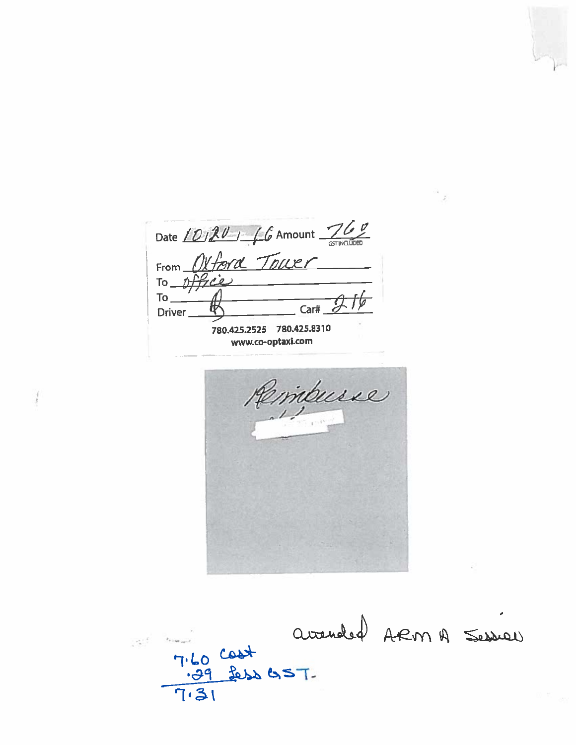Date 10/20/16 Amount 7.60
GST INCLUDED

From Oxford Tower

To office

To

Driver Car# 216

780.425.2525 780.425.8310
www.co-optaxi.com

Reimburse

attended ARMA Session

7.60 cost
.29 less GST.
7.31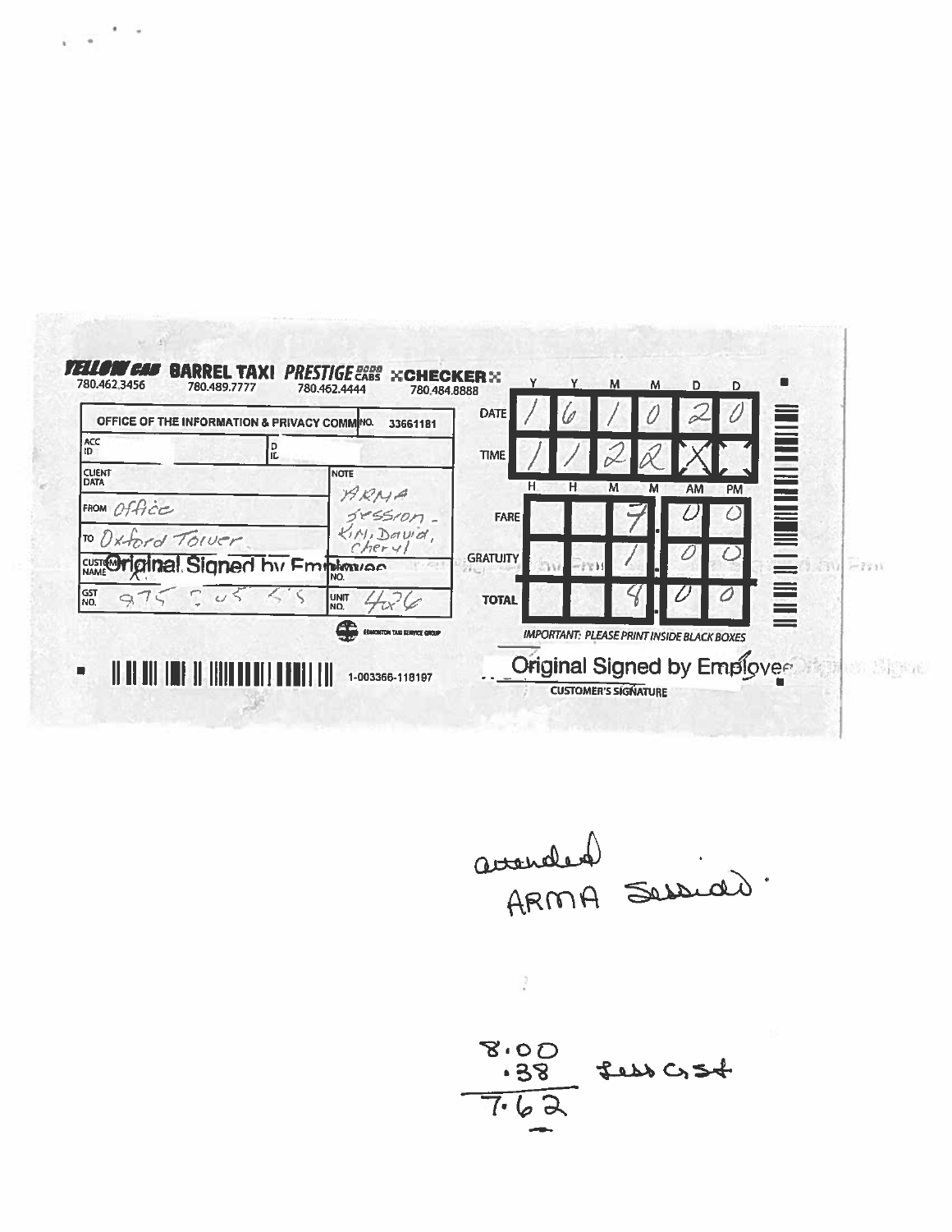**YELLOW CAB** 780.462.3456 **BARREL TAXI** 780.489.7777 **PRESTIGE CABS** 780.462.4444 **CHECKER** 780.484.8888

| | |
|---|---|
| OFFICE OF THE INFORMATION & PRIVACY COMM | NO. 33661181 |
| ACC ID | ID |
| CLIENT DATA | NOTE: ARMA session - Kim, David, Cheryl |
| FROM Office | |
| TO Oxford Tower | |
| CUSTOMER NAME: Original Signed by Employee | NO. |
| GST NO. 975 3 05 55 | UNIT NO. 426 |

| | Y | Y | M | M | D | D |
|---|---|---|---|---|---|---|
| DATE | 1 | 6 | 1 | 0 | 2 | 0 |

| | H | H | M | M | AM | PM |
|---|---|---|---|---|---|---|
| TIME | 1 | 1 | 2 | 2 | X | |

| | | | | | |
|---|---|---|---|---|---|
| FARE | | | 7 | 0 | 0 |
| GRATUITY | | | 1 | 0 | 0 |
| TOTAL | | | 8 | 0 | 0 |

IMPORTANT: PLEASE PRINT INSIDE BLACK BOXES

EDMONTON TAXI SERVICE GROUP

1-003366-118197

Original Signed by Employee
CUSTOMER'S SIGNATURE

attended ARMA Session.

8.00
.38 less GST
7.62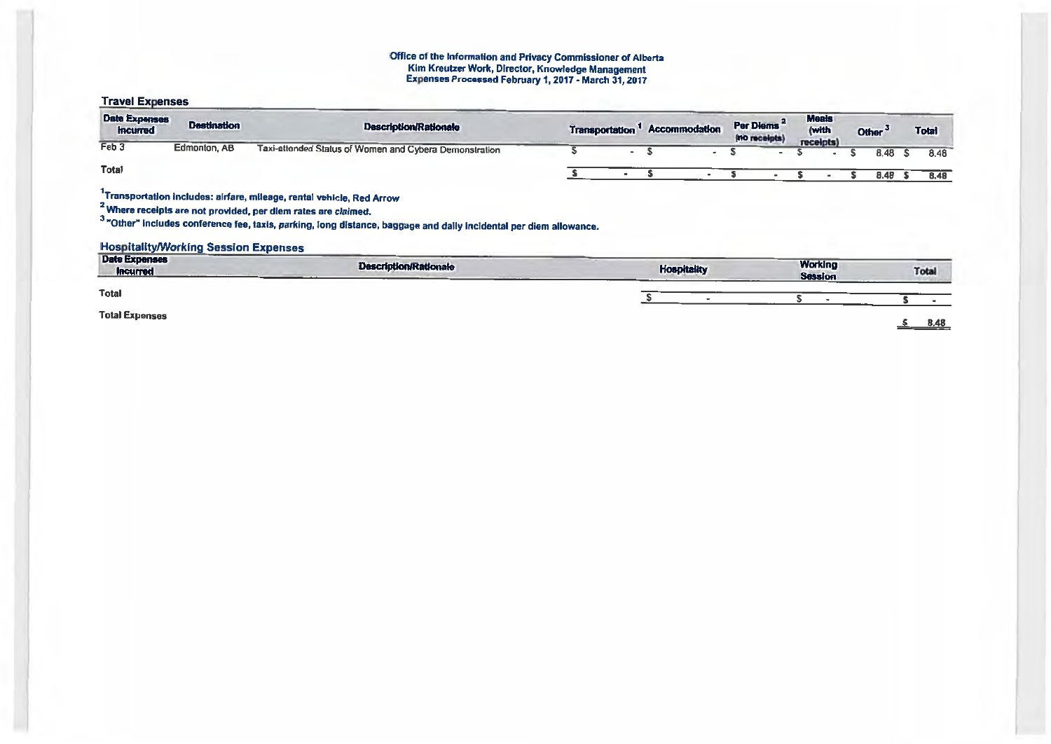# Office of the Information and Privacy Commissioner of Alberta
## Kim Kreutzer Work, Director, Knowledge Management
## Expenses Processed February 1, 2017 - March 31, 2017

### Travel Expenses

| Date Expenses Incurred | Destination | Description/Rationale | Transportation [1] | Accommodation | Per Diems [2] (no receipts) | Meals (with receipts) | Other [3] | Total |
|---|---|---|---|---|---|---|---|---|
| Feb 3 | Edmonton, AB | Taxi-attended Status of Women and Cybera Demonstration | $ - | $ - | $ - | $ - | $ 8.48 | $ 8.48 |
| Total | | | $ - | $ - | $ - | $ - | $ 8.48 | $ 8.48 |

[1] Transportation includes: airfare, mileage, rental vehicle, Red Arrow

[2] Where receipts are not provided, per diem rates are claimed.

[3] "Other" includes conference fee, taxis, parking, long distance, baggage and daily incidental per diem allowance.

### Hospitality/Working Session Expenses

| Date Expenses Incurred | Description/Rationale | Hospitality | Working Session | Total |
|---|---|---|---|---|
| Total | | $ - | $ - | $ - |

| Total Expenses | $ 8.48 |
|---|---|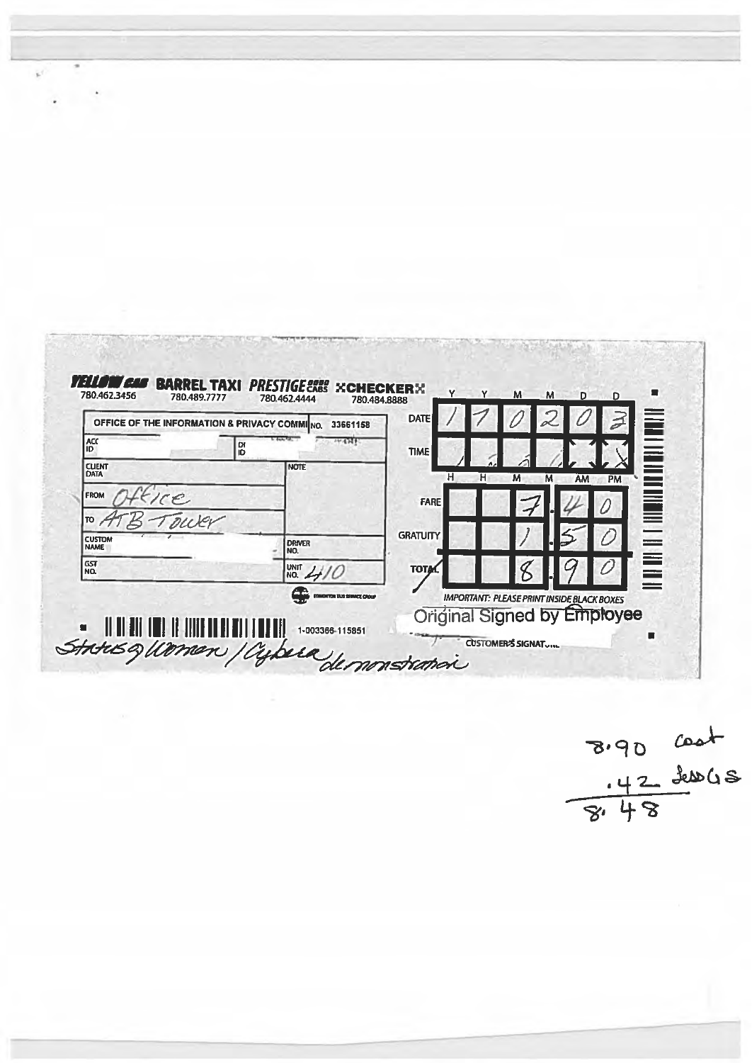**YELLOW CAB** 780.462.3456 **BARREL TAXI** 780.489.7777 **PRESTIGE CABS** 780.462.4444 **CHECKER** 780.484.8888

OFFICE OF THE INFORMATION & PRIVACY COMMI NO. 33661158

ACC ID

DI ID

CLIENT DATA

NOTE

FROM Office

TO ATB Tower

CUSTOM NAME

DRIVER NO.

GST NO.

UNIT NO. 410

| | Y | Y | M | M | D | D |
|---|---|---|---|---|---|---|
| DATE | 1 | 7 | 0 | 2 | 0 | 3 |

| | H | H | M | M | AM | PM |
|---|---|---|---|---|---|---|
| TIME | | | | | | |

| | | | | | | |
|---|---|---|---|---|---|---|
| FARE | | | 7 | . | 4 | 0 |
| GRATUITY | | | 1 | . | 5 | 0 |
| TOTAL | | | 8 | . | 9 | 0 |

IMPORTANT: PLEASE PRINT INSIDE BLACK BOXES

Original Signed by Employee

CUSTOMER'S SIGNATURE

1-003366-115851

Status of Women / Cybera demonstration

8.90 cost

.42 less GS

8.48